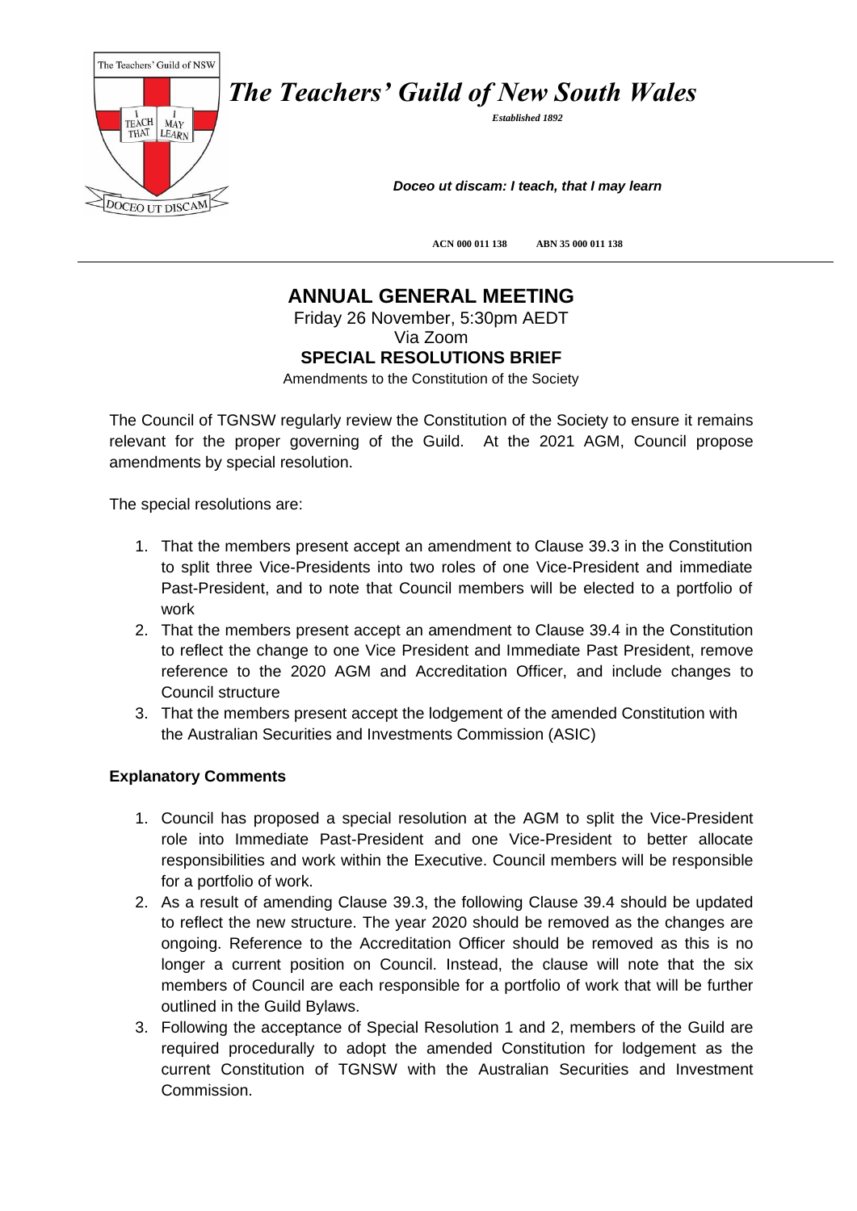# *The Teachers' Guild of New South Wales*

*Established 1892*

***Doceo ut discam: I teach, that I may learn***

**ACN 000 011 138 ABN 35 000 011 138**

## ANNUAL GENERAL MEETING

Friday 26 November, 5:30pm AEDT
Via Zoom

**SPECIAL RESOLUTIONS BRIEF**

Amendments to the Constitution of the Society

The Council of TGNSW regularly review the Constitution of the Society to ensure it remains relevant for the proper governing of the Guild. At the 2021 AGM, Council propose amendments by special resolution.

The special resolutions are:

1. That the members present accept an amendment to Clause 39.3 in the Constitution to split three Vice-Presidents into two roles of one Vice-President and immediate Past-President, and to note that Council members will be elected to a portfolio of work
2. That the members present accept an amendment to Clause 39.4 in the Constitution to reflect the change to one Vice President and Immediate Past President, remove reference to the 2020 AGM and Accreditation Officer, and include changes to Council structure
3. That the members present accept the lodgement of the amended Constitution with the Australian Securities and Investments Commission (ASIC)

**Explanatory Comments**

1. Council has proposed a special resolution at the AGM to split the Vice-President role into Immediate Past-President and one Vice-President to better allocate responsibilities and work within the Executive. Council members will be responsible for a portfolio of work.
2. As a result of amending Clause 39.3, the following Clause 39.4 should be updated to reflect the new structure. The year 2020 should be removed as the changes are ongoing. Reference to the Accreditation Officer should be removed as this is no longer a current position on Council. Instead, the clause will note that the six members of Council are each responsible for a portfolio of work that will be further outlined in the Guild Bylaws.
3. Following the acceptance of Special Resolution 1 and 2, members of the Guild are required procedurally to adopt the amended Constitution for lodgement as the current Constitution of TGNSW with the Australian Securities and Investment Commission.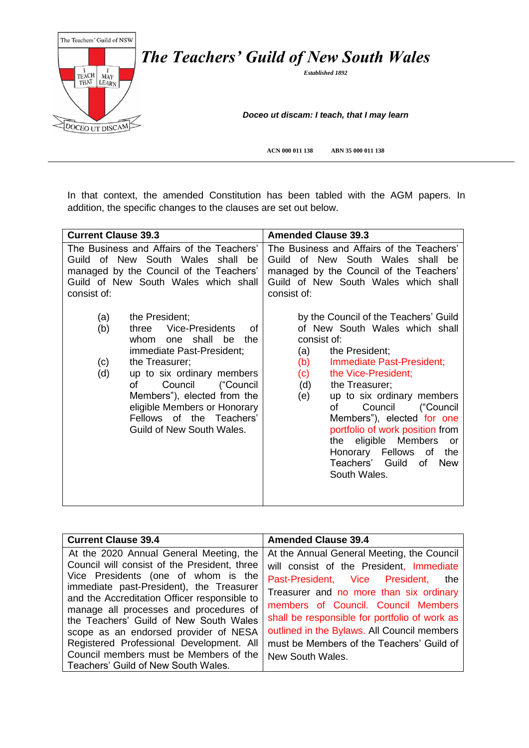# *The Teachers' Guild of New South Wales*

***Established 1892***

***Doceo ut discam: I teach, that I may learn***

**ACN 000 011 138** **ABN 35 000 011 138**

In that context, the amended Constitution has been tabled with the AGM papers. In addition, the specific changes to the clauses are set out below.

| **Current Clause 39.3** | **Amended Clause 39.3** |
|---|---|
| The Business and Affairs of the Teachers' Guild of New South Wales shall be managed by the Council of the Teachers' Guild of New South Wales which shall consist of:<br><br>(a) the President;<br>(b) three Vice-Presidents of whom one shall be the immediate Past-President;<br>(c) the Treasurer;<br>(d) up to six ordinary members of Council ("Council Members"), elected from the eligible Members or Honorary Fellows of the Teachers' Guild of New South Wales. | The Business and Affairs of the Teachers' Guild of New South Wales shall be managed by the Council of the Teachers' Guild of New South Wales which shall consist of:<br><br>by the Council of the Teachers' Guild of New South Wales which shall consist of:<br>(a) the President;<br>(b) Immediate Past-President;<br>(c) the Vice-President;<br>(d) the Treasurer;<br>(e) up to six ordinary members of Council ("Council Members"), elected for one portfolio of work position from the eligible Members or the Honorary Fellows of the Teachers' Guild of New South Wales. |

| **Current Clause 39.4** | **Amended Clause 39.4** |
|---|---|
| At the 2020 Annual General Meeting, the Council will consist of the President, three Vice Presidents (one of whom is the immediate past-President), the Treasurer and the Accreditation Officer responsible to manage all processes and procedures of the Teachers' Guild of New South Wales scope as an endorsed provider of NESA Registered Professional Development. All Council members must be Members of the Teachers' Guild of New South Wales. | At the Annual General Meeting, the Council will consist of the President, Immediate Past-President, Vice President, the Treasurer and no more than six ordinary members of Council. Council Members shall be responsible for portfolio of work as outlined in the Bylaws. All Council members must be Members of the Teachers' Guild of New South Wales. |